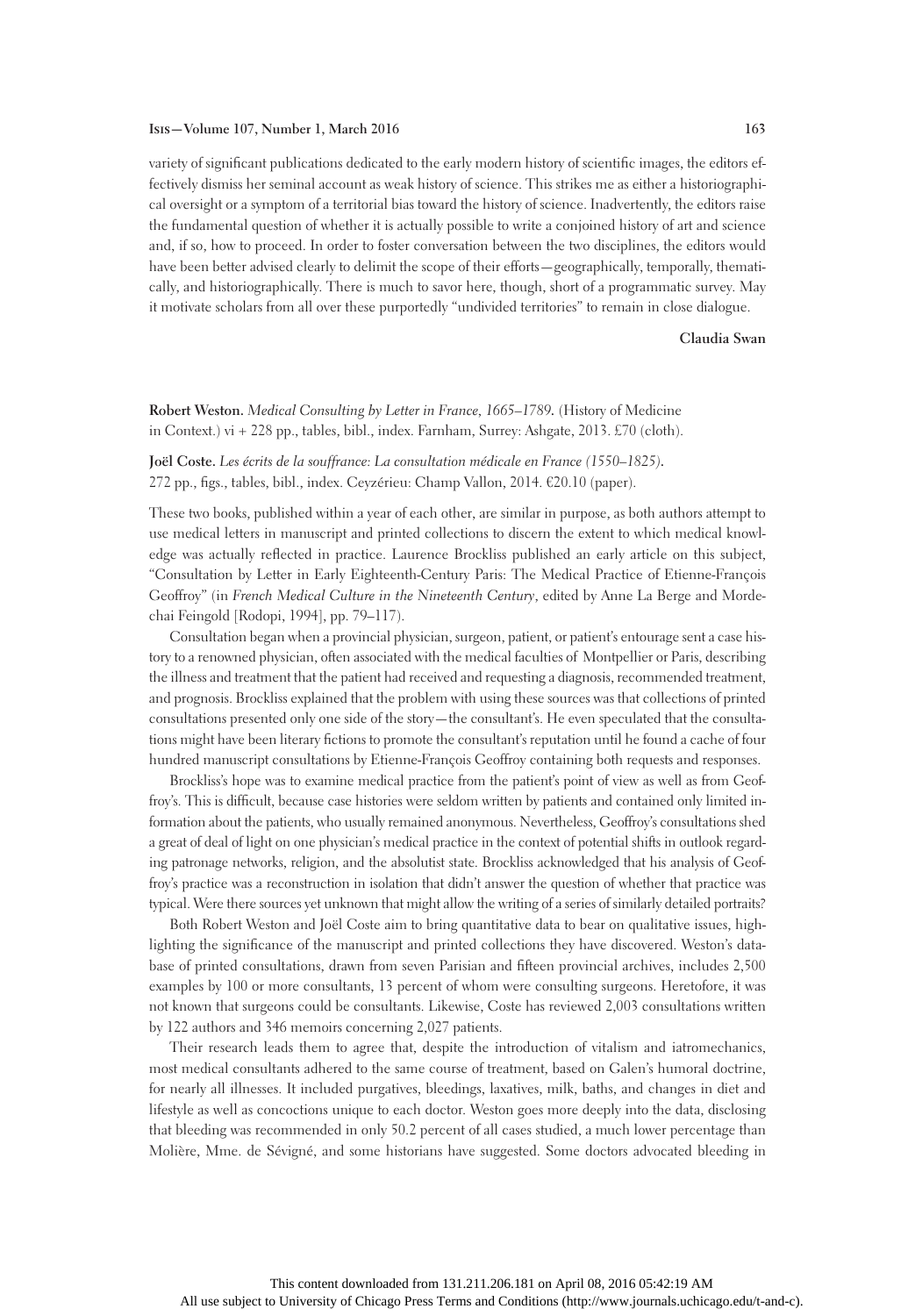variety of significant publications dedicated to the early modern history of scientific images, the editors effectively dismiss her seminal account as weak history of science. This strikes me as either a historiographical oversight or a symptom of a territorial bias toward the history of science. Inadvertently, the editors raise the fundamental question of whether it is actually possible to write a conjoined history of art and science and, if so, how to proceed. In order to foster conversation between the two disciplines, the editors would have been better advised clearly to delimit the scope of their efforts—geographically, temporally, thematically, and historiographically. There is much to savor here, though, short of a programmatic survey. May it motivate scholars from all over these purportedly "undivided territories" to remain in close dialogue.

**Claudia Swan**

**Robert Weston.** *Medical Consulting by Letter in France, 1665–1789.* (History of Medicine in Context.) vi + 228 pp., tables, bibl., index. Farnham, Surrey: Ashgate, 2013. £70 (cloth).

**Joël Coste.** *Les écrits de la souffrance: La consultation médicale en France (1550–1825).* 272 pp., figs., tables, bibl., index. Ceyzérieu: Champ Vallon, 2014. €20.10 (paper).

These two books, published within a year of each other, are similar in purpose, as both authors attempt to use medical letters in manuscript and printed collections to discern the extent to which medical knowledge was actually reflected in practice. Laurence Brockliss published an early article on this subject, "Consultation by Letter in Early Eighteenth-Century Paris: The Medical Practice of Etienne-François Geoffroy" (in *French Medical Culture in the Nineteenth Century*, edited by Anne La Berge and Mordechai Feingold [Rodopi, 1994], pp. 79–117).

Consultation began when a provincial physician, surgeon, patient, or patient's entourage sent a case history to a renowned physician, often associated with the medical faculties of Montpellier or Paris, describing the illness and treatment that the patient had received and requesting a diagnosis, recommended treatment, and prognosis. Brockliss explained that the problem with using these sources was that collections of printed consultations presented only one side of the story—the consultant's. He even speculated that the consultations might have been literary fictions to promote the consultant's reputation until he found a cache of four hundred manuscript consultations by Etienne-François Geoffroy containing both requests and responses.

Brockliss's hope was to examine medical practice from the patient's point of view as well as from Geoffroy's. This is difficult, because case histories were seldom written by patients and contained only limited information about the patients, who usually remained anonymous. Nevertheless, Geoffroy's consultations shed a great of deal of light on one physician's medical practice in the context of potential shifts in outlook regarding patronage networks, religion, and the absolutist state. Brockliss acknowledged that his analysis of Geoffroy's practice was a reconstruction in isolation that didn't answer the question of whether that practice was typical. Were there sources yet unknown that might allow the writing of a series of similarly detailed portraits?

Both Robert Weston and Joël Coste aim to bring quantitative data to bear on qualitative issues, highlighting the significance of the manuscript and printed collections they have discovered. Weston's database of printed consultations, drawn from seven Parisian and fifteen provincial archives, includes 2,500 examples by 100 or more consultants, 13 percent of whom were consulting surgeons. Heretofore, it was not known that surgeons could be consultants. Likewise, Coste has reviewed 2,003 consultations written by 122 authors and 346 memoirs concerning 2,027 patients.

Their research leads them to agree that, despite the introduction of vitalism and iatromechanics, most medical consultants adhered to the same course of treatment, based on Galen's humoral doctrine, for nearly all illnesses. It included purgatives, bleedings, laxatives, milk, baths, and changes in diet and lifestyle as well as concoctions unique to each doctor. Weston goes more deeply into the data, disclosing that bleeding was recommended in only 50.2 percent of all cases studied, a much lower percentage than Molière, Mme. de Sévigné, and some historians have suggested. Some doctors advocated bleeding in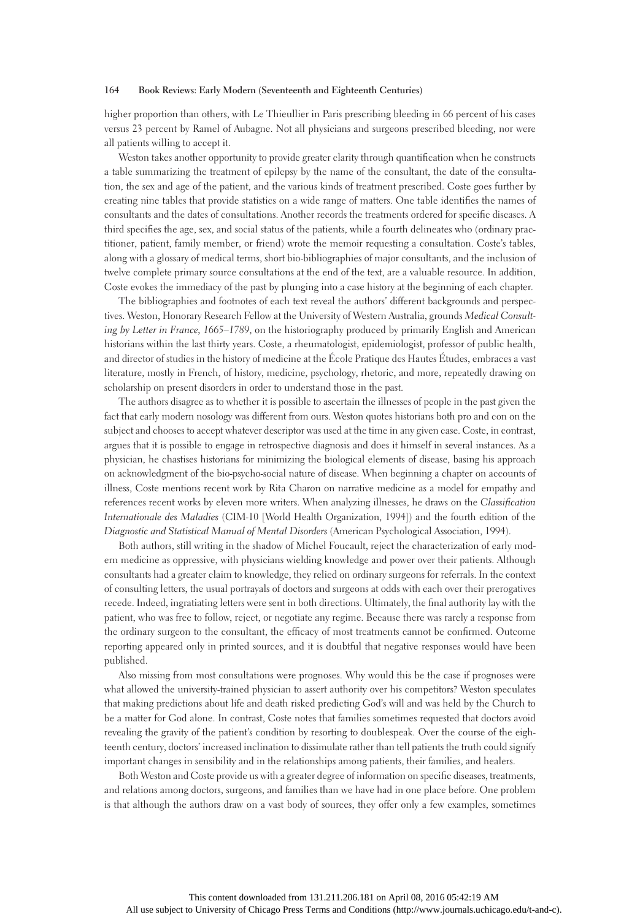higher proportion than others, with Le Thieullier in Paris prescribing bleeding in 66 percent of his cases versus 23 percent by Ramel of Aubagne. Not all physicians and surgeons prescribed bleeding, nor were all patients willing to accept it.

Weston takes another opportunity to provide greater clarity through quantification when he constructs a table summarizing the treatment of epilepsy by the name of the consultant, the date of the consultation, the sex and age of the patient, and the various kinds of treatment prescribed. Coste goes further by creating nine tables that provide statistics on a wide range of matters. One table identifies the names of consultants and the dates of consultations. Another records the treatments ordered for specific diseases. A third specifies the age, sex, and social status of the patients, while a fourth delineates who (ordinary practitioner, patient, family member, or friend) wrote the memoir requesting a consultation. Coste's tables, along with a glossary of medical terms, short bio-bibliographies of major consultants, and the inclusion of twelve complete primary source consultations at the end of the text, are a valuable resource. In addition, Coste evokes the immediacy of the past by plunging into a case history at the beginning of each chapter.

The bibliographies and footnotes of each text reveal the authors' different backgrounds and perspectives. Weston, Honorary Research Fellow at the University of Western Australia, grounds *Medical Consulting by Letter in France, 1665–1789,* on the historiography produced by primarily English and American historians within the last thirty years. Coste, a rheumatologist, epidemiologist, professor of public health, and director of studies in the history of medicine at the École Pratique des Hautes Études, embraces a vast literature, mostly in French, of history, medicine, psychology, rhetoric, and more, repeatedly drawing on scholarship on present disorders in order to understand those in the past.

The authors disagree as to whether it is possible to ascertain the illnesses of people in the past given the fact that early modern nosology was different from ours. Weston quotes historians both pro and con on the subject and chooses to accept whatever descriptor was used at the time in any given case. Coste, in contrast, argues that it is possible to engage in retrospective diagnosis and does it himself in several instances. As a physician, he chastises historians for minimizing the biological elements of disease, basing his approach on acknowledgment of the bio-psycho-social nature of disease. When beginning a chapter on accounts of illness, Coste mentions recent work by Rita Charon on narrative medicine as a model for empathy and references recent works by eleven more writers. When analyzing illnesses, he draws on the *Classification Internationale des Maladies* (CIM-10 [World Health Organization, 1994]) and the fourth edition of the *Diagnostic and Statistical Manual of Mental Disorders* (American Psychological Association, 1994).

Both authors, still writing in the shadow of Michel Foucault, reject the characterization of early modern medicine as oppressive, with physicians wielding knowledge and power over their patients. Although consultants had a greater claim to knowledge, they relied on ordinary surgeons for referrals. In the context of consulting letters, the usual portrayals of doctors and surgeons at odds with each over their prerogatives recede. Indeed, ingratiating letters were sent in both directions. Ultimately, the final authority lay with the patient, who was free to follow, reject, or negotiate any regime. Because there was rarely a response from the ordinary surgeon to the consultant, the efficacy of most treatments cannot be confirmed. Outcome reporting appeared only in printed sources, and it is doubtful that negative responses would have been published.

Also missing from most consultations were prognoses. Why would this be the case if prognoses were what allowed the university-trained physician to assert authority over his competitors? Weston speculates that making predictions about life and death risked predicting God's will and was held by the Church to be a matter for God alone. In contrast, Coste notes that families sometimes requested that doctors avoid revealing the gravity of the patient's condition by resorting to doublespeak. Over the course of the eighteenth century, doctors' increased inclination to dissimulate rather than tell patients the truth could signify important changes in sensibility and in the relationships among patients, their families, and healers.

Both Weston and Coste provide us with a greater degree of information on specific diseases, treatments, and relations among doctors, surgeons, and families than we have had in one place before. One problem is that although the authors draw on a vast body of sources, they offer only a few examples, sometimes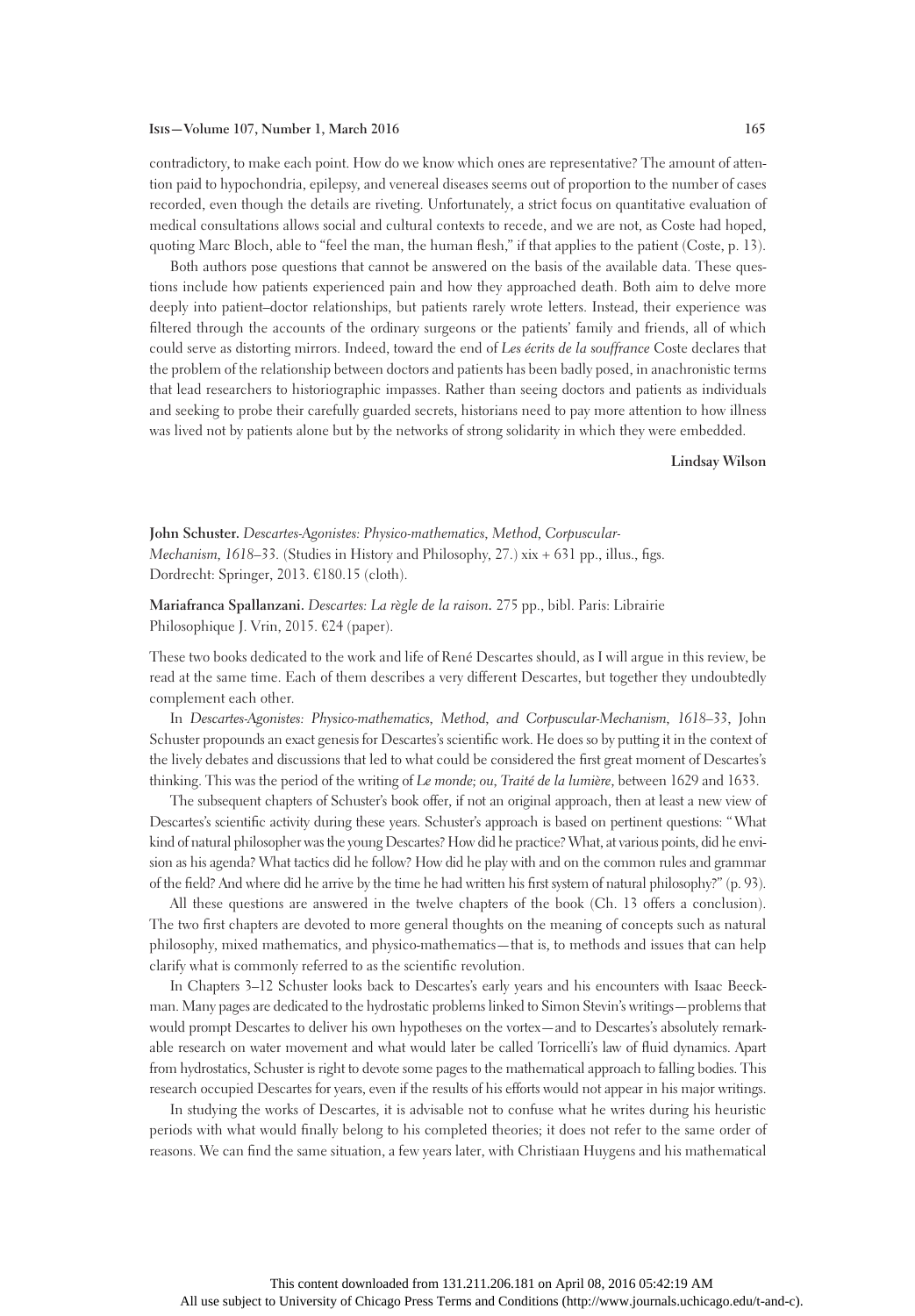contradictory, to make each point. How do we know which ones are representative? The amount of attention paid to hypochondria, epilepsy, and venereal diseases seems out of proportion to the number of cases recorded, even though the details are riveting. Unfortunately, a strict focus on quantitative evaluation of medical consultations allows social and cultural contexts to recede, and we are not, as Coste had hoped, quoting Marc Bloch, able to "feel the man, the human flesh," if that applies to the patient (Coste, p. 13).

Both authors pose questions that cannot be answered on the basis of the available data. These questions include how patients experienced pain and how they approached death. Both aim to delve more deeply into patient–doctor relationships, but patients rarely wrote letters. Instead, their experience was filtered through the accounts of the ordinary surgeons or the patients' family and friends, all of which could serve as distorting mirrors. Indeed, toward the end of *Les écrits de la souffrance* Coste declares that the problem of the relationship between doctors and patients has been badly posed, in anachronistic terms that lead researchers to historiographic impasses. Rather than seeing doctors and patients as individuals and seeking to probe their carefully guarded secrets, historians need to pay more attention to how illness was lived not by patients alone but by the networks of strong solidarity in which they were embedded.

**Lindsay Wilson**

**John Schuster.** *Descartes-Agonistes: Physico-mathematics, Method, Corpuscular-Mechanism, 1618–33.* (Studies in History and Philosophy, 27.) xix + 631 pp., illus., figs. Dordrecht: Springer, 2013. €180.15 (cloth).

**Mariafranca Spallanzani.** *Descartes: La règle de la raison*. 275 pp., bibl. Paris: Librairie Philosophique J. Vrin, 2015. €24 (paper).

These two books dedicated to the work and life of René Descartes should, as I will argue in this review, be read at the same time. Each of them describes a very different Descartes, but together they undoubtedly complement each other.

In *Descartes-Agonistes: Physico-mathematics, Method, and Corpuscular-Mechanism, 1618–33*, John Schuster propounds an exact genesis for Descartes's scientific work. He does so by putting it in the context of the lively debates and discussions that led to what could be considered the first great moment of Descartes's thinking. This was the period of the writing of *Le monde; ou, Traité de la lumière*, between 1629 and 1633.

The subsequent chapters of Schuster's book offer, if not an original approach, then at least a new view of Descartes's scientific activity during these years. Schuster's approach is based on pertinent questions: "What kind of natural philosopher was the young Descartes? How did he practice? What, at various points, did he envision as his agenda? What tactics did he follow? How did he play with and on the common rules and grammar of the field? And where did he arrive by the time he had written his first system of natural philosophy?" (p. 93).

All these questions are answered in the twelve chapters of the book (Ch. 13 offers a conclusion). The two first chapters are devoted to more general thoughts on the meaning of concepts such as natural philosophy, mixed mathematics, and physico-mathematics—that is, to methods and issues that can help clarify what is commonly referred to as the scientific revolution.

In Chapters 3–12 Schuster looks back to Descartes's early years and his encounters with Isaac Beeckman. Many pages are dedicated to the hydrostatic problems linked to Simon Stevin's writings—problems that would prompt Descartes to deliver his own hypotheses on the vortex—and to Descartes's absolutely remarkable research on water movement and what would later be called Torricelli's law of fluid dynamics. Apart from hydrostatics, Schuster is right to devote some pages to the mathematical approach to falling bodies. This research occupied Descartes for years, even if the results of his efforts would not appear in his major writings.

In studying the works of Descartes, it is advisable not to confuse what he writes during his heuristic periods with what would finally belong to his completed theories; it does not refer to the same order of reasons. We can find the same situation, a few years later, with Christiaan Huygens and his mathematical